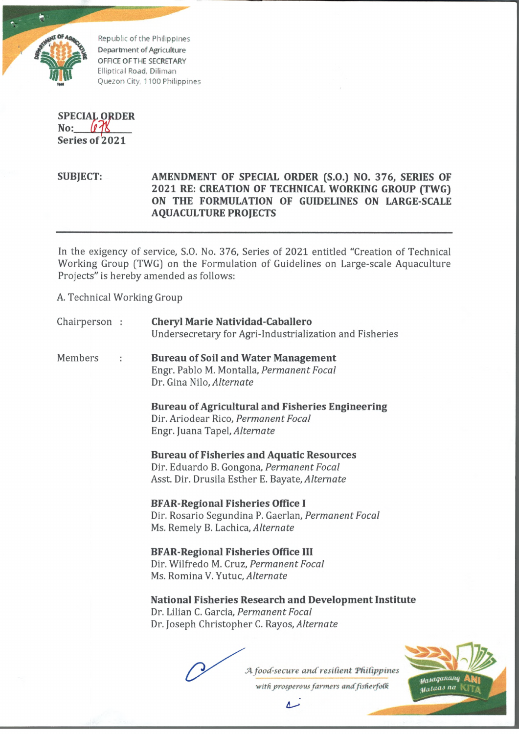Republic of the Philippines
Department of Agriculture
OFFICE OF THE SECRETARY
Elliptical Road, Diliman
Quezon City, 1100 Philippines

**SPECIAL ORDER**
**No: 678**
**Series of 2021**

**SUBJECT:** **AMENDMENT OF SPECIAL ORDER (S.O.) NO. 376, SERIES OF 2021 RE: CREATION OF TECHNICAL WORKING GROUP (TWG) ON THE FORMULATION OF GUIDELINES ON LARGE-SCALE AQUACULTURE PROJECTS**

---

In the exigency of service, S.O. No. 376, Series of 2021 entitled "Creation of Technical Working Group (TWG) on the Formulation of Guidelines on Large-scale Aquaculture Projects" is hereby amended as follows:

A. Technical Working Group

Chairperson : **Cheryl Marie Natividad-Caballero**
Undersecretary for Agri-Industrialization and Fisheries

Members :

**Bureau of Soil and Water Management**
Engr. Pablo M. Montalla, *Permanent Focal*
Dr. Gina Nilo, *Alternate*

**Bureau of Agricultural and Fisheries Engineering**
Dir. Ariodear Rico, *Permanent Focal*
Engr. Juana Tapel, *Alternate*

**Bureau of Fisheries and Aquatic Resources**
Dir. Eduardo B. Gongona, *Permanent Focal*
Asst. Dir. Drusila Esther E. Bayate, *Alternate*

**BFAR-Regional Fisheries Office I**
Dir. Rosario Segundina P. Gaerlan, *Permanent Focal*
Ms. Remely B. Lachica, *Alternate*

**BFAR-Regional Fisheries Office III**
Dir. Wilfredo M. Cruz, *Permanent Focal*
Ms. Romina V. Yutuc, *Alternate*

**National Fisheries Research and Development Institute**
Dr. Lilian C. Garcia, *Permanent Focal*
Dr. Joseph Christopher C. Rayos, *Alternate*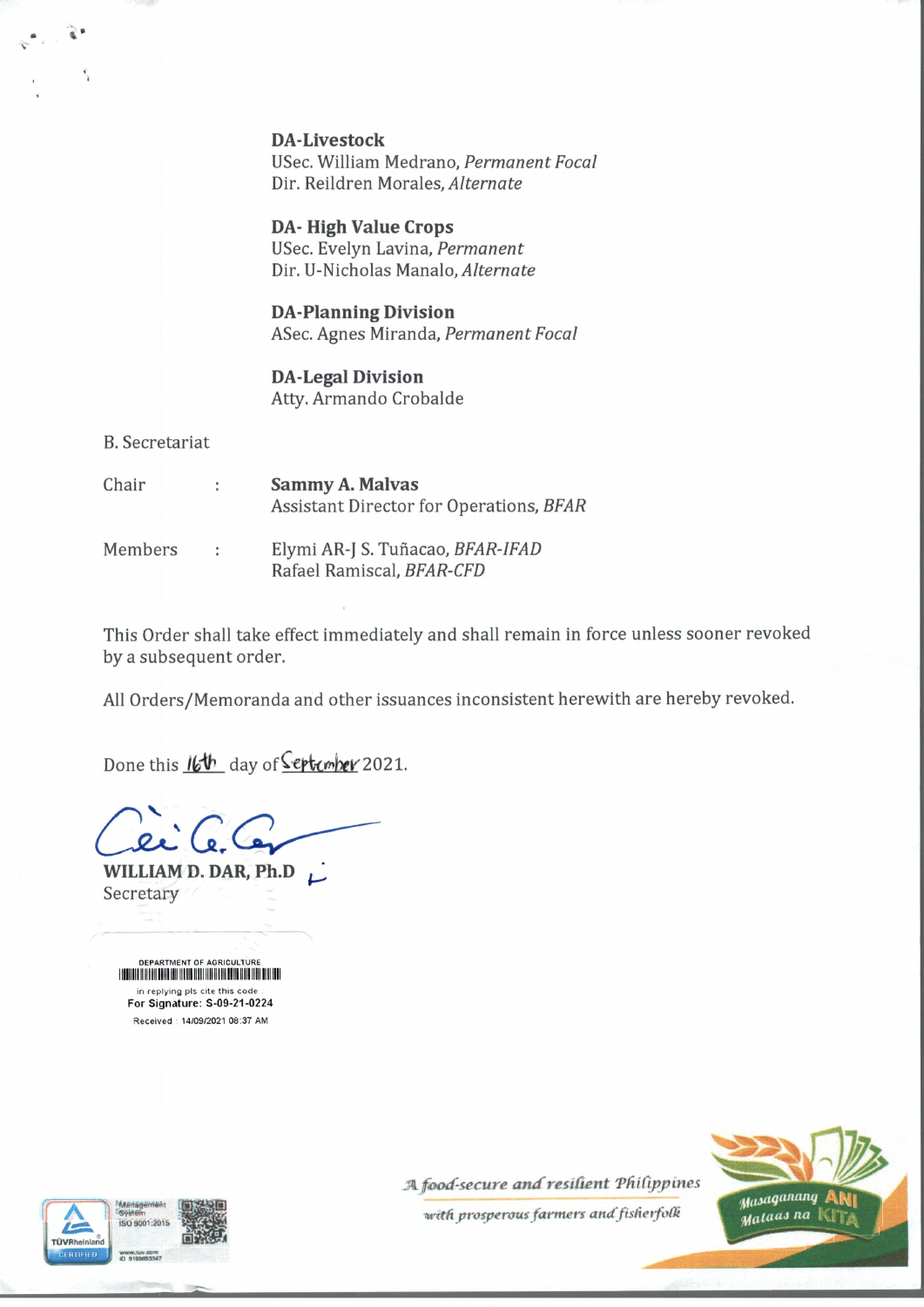**DA-Livestock**
USec. William Medrano, *Permanent Focal*
Dir. Reildren Morales, *Alternate*

**DA- High Value Crops**
USec. Evelyn Lavina, *Permanent*
Dir. U-Nicholas Manalo, *Alternate*

**DA-Planning Division**
ASec. Agnes Miranda, *Permanent Focal*

**DA-Legal Division**
Atty. Armando Crobalde

B. Secretariat

| | | |
|---|---|---|
| Chair | : | **Sammy A. Malvas**<br>Assistant Director for Operations, *BFAR* |
| Members | : | Elymi AR-J S. Tuñacao, *BFAR-IFAD*<br>Rafael Ramiscal, *BFAR-CFD* |

This Order shall take effect immediately and shall remain in force unless sooner revoked by a subsequent order.

All Orders/Memoranda and other issuances inconsistent herewith are hereby revoked.

Done this 16th day of September 2021.

**WILLIAM D. DAR, Ph.D**
Secretary

DEPARTMENT OF AGRICULTURE
in replying pls cite this code :
For Signature: S-09-21-0224
Received : 14/09/2021 08:37 AM

*A food-secure and resilient Philippines with prosperous farmers and fisherfolk*

Masaganang ANI Mataas na KITA